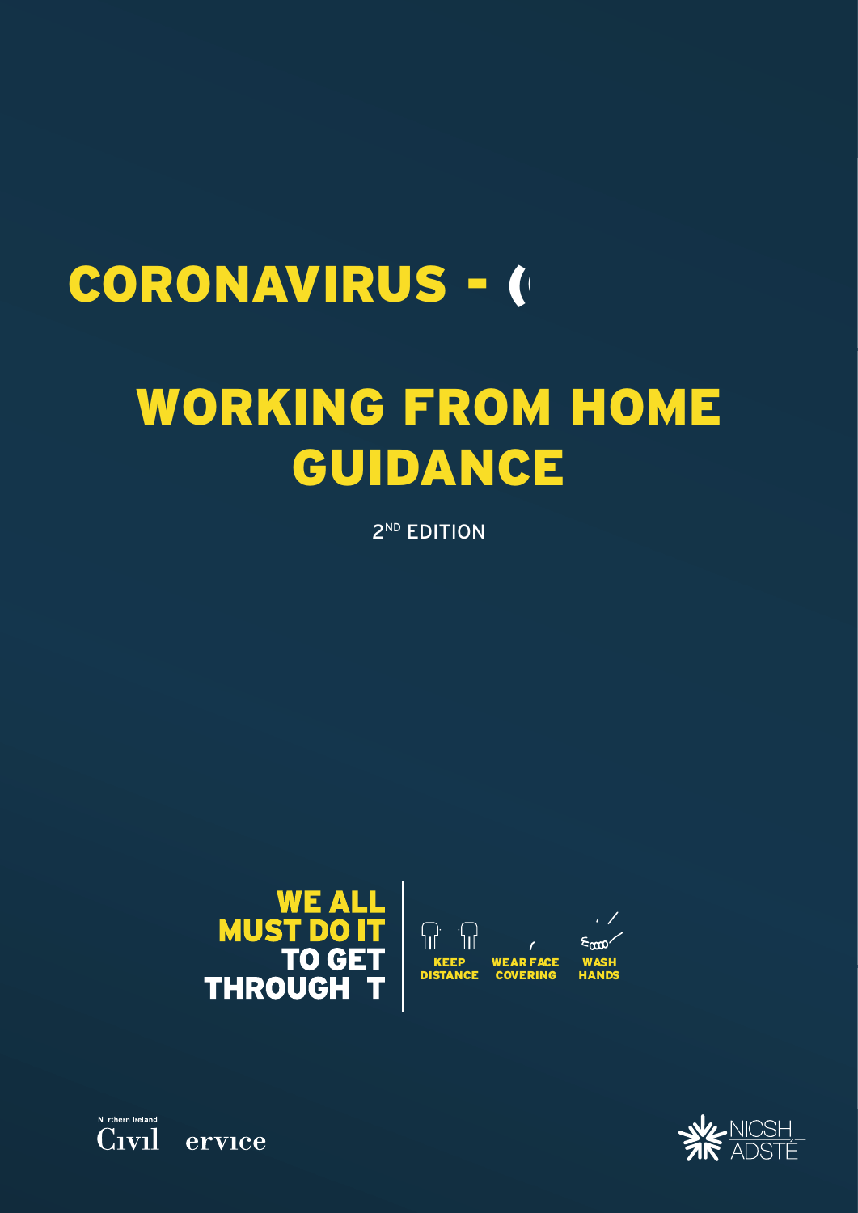# CORONAVIRUS - (

# WORKING FROM HOME GUIDANCE

2ND EDITION

**WE ALL MUST DO IT TO GET THROUGH T**

KEEP DISTANCE

WEAR FACE COVERING

WASH HANDS

N rthern Ireland Cıvıl ervıce

NICSH ADSTÉ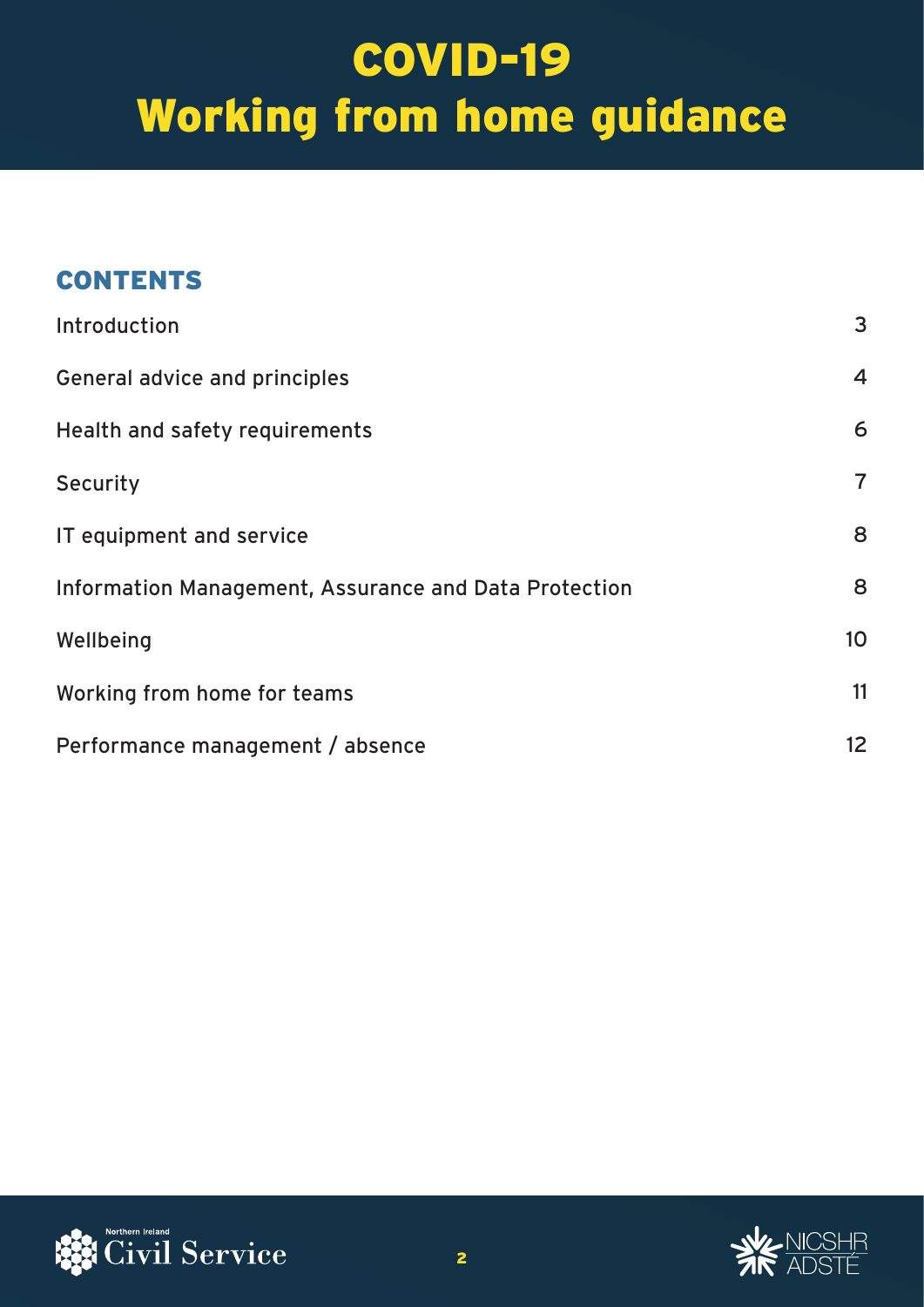# COVID-19
# Working from home guidance

## CONTENTS

| | |
|---|---|
| Introduction | 3 |
| General advice and principles | 4 |
| Health and safety requirements | 6 |
| Security | 7 |
| IT equipment and service | 8 |
| Information Management, Assurance and Data Protection | 8 |
| Wellbeing | 10 |
| Working from home for teams | 11 |
| Performance management / absence | 12 |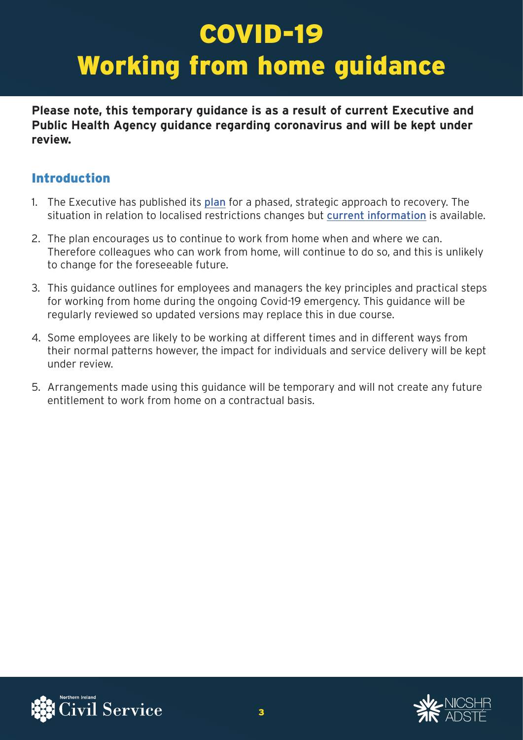# COVID-19
# Working from home guidance

**Please note, this temporary guidance is as a result of current Executive and Public Health Agency guidance regarding coronavirus and will be kept under review.**

## Introduction

1. The Executive has published its plan for a phased, strategic approach to recovery. The situation in relation to localised restrictions changes but current information is available.
2. The plan encourages us to continue to work from home when and where we can. Therefore colleagues who can work from home, will continue to do so, and this is unlikely to change for the foreseeable future.
3. This guidance outlines for employees and managers the key principles and practical steps for working from home during the ongoing Covid-19 emergency. This guidance will be regularly reviewed so updated versions may replace this in due course.
4. Some employees are likely to be working at different times and in different ways from their normal patterns however, the impact for individuals and service delivery will be kept under review.
5. Arrangements made using this guidance will be temporary and will not create any future entitlement to work from home on a contractual basis.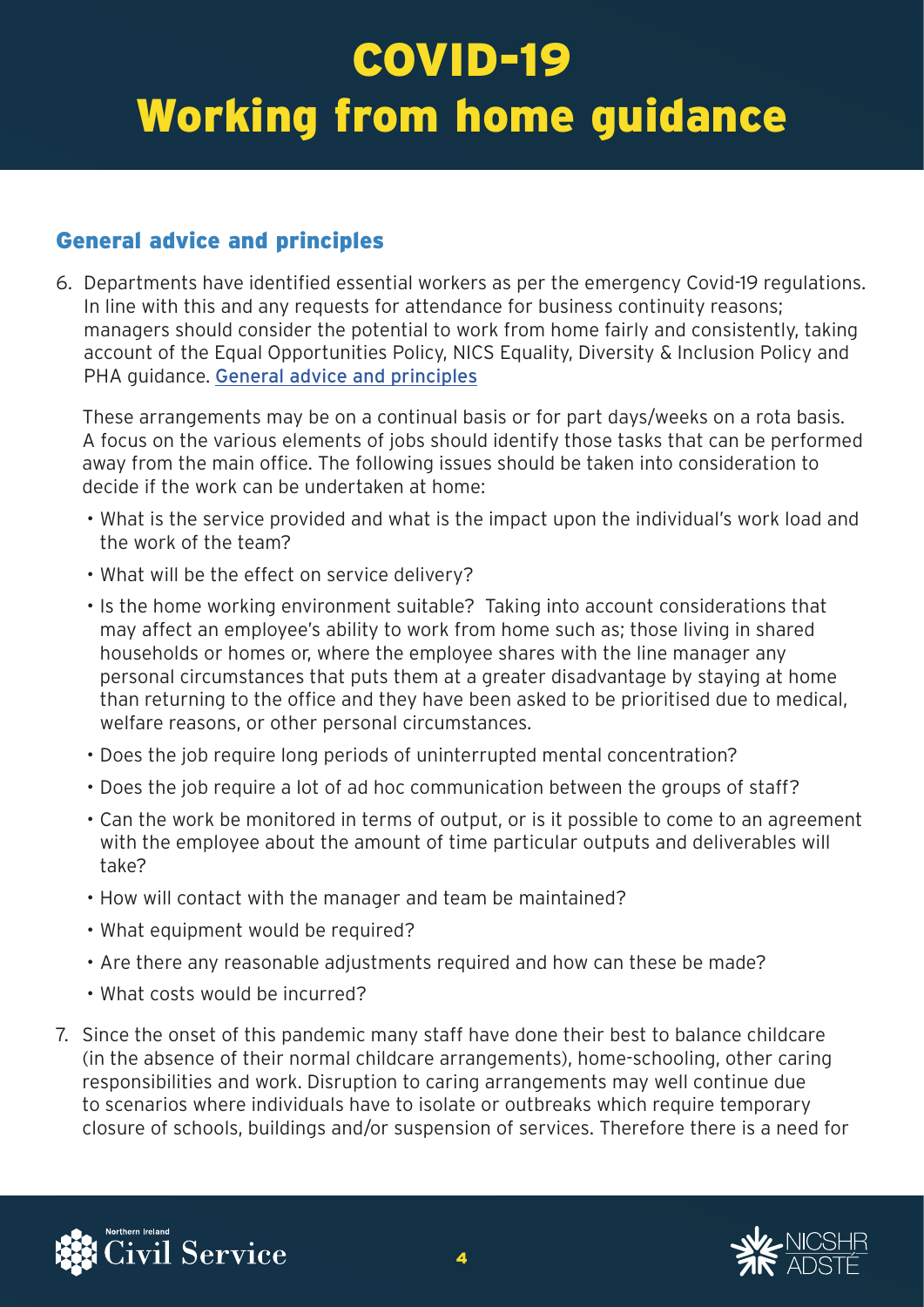# COVID-19 Working from home guidance

## General advice and principles

6. Departments have identified essential workers as per the emergency Covid-19 regulations. In line with this and any requests for attendance for business continuity reasons; managers should consider the potential to work from home fairly and consistently, taking account of the Equal Opportunities Policy, NICS Equality, Diversity & Inclusion Policy and PHA guidance. General advice and principles

   These arrangements may be on a continual basis or for part days/weeks on a rota basis. A focus on the various elements of jobs should identify those tasks that can be performed away from the main office. The following issues should be taken into consideration to decide if the work can be undertaken at home:

   - What is the service provided and what is the impact upon the individual's work load and the work of the team?
   - What will be the effect on service delivery?
   - Is the home working environment suitable? Taking into account considerations that may affect an employee's ability to work from home such as; those living in shared households or homes or, where the employee shares with the line manager any personal circumstances that puts them at a greater disadvantage by staying at home than returning to the office and they have been asked to be prioritised due to medical, welfare reasons, or other personal circumstances.
   - Does the job require long periods of uninterrupted mental concentration?
   - Does the job require a lot of ad hoc communication between the groups of staff?
   - Can the work be monitored in terms of output, or is it possible to come to an agreement with the employee about the amount of time particular outputs and deliverables will take?
   - How will contact with the manager and team be maintained?
   - What equipment would be required?
   - Are there any reasonable adjustments required and how can these be made?
   - What costs would be incurred?

7. Since the onset of this pandemic many staff have done their best to balance childcare (in the absence of their normal childcare arrangements), home-schooling, other caring responsibilities and work. Disruption to caring arrangements may well continue due to scenarios where individuals have to isolate or outbreaks which require temporary closure of schools, buildings and/or suspension of services. Therefore there is a need for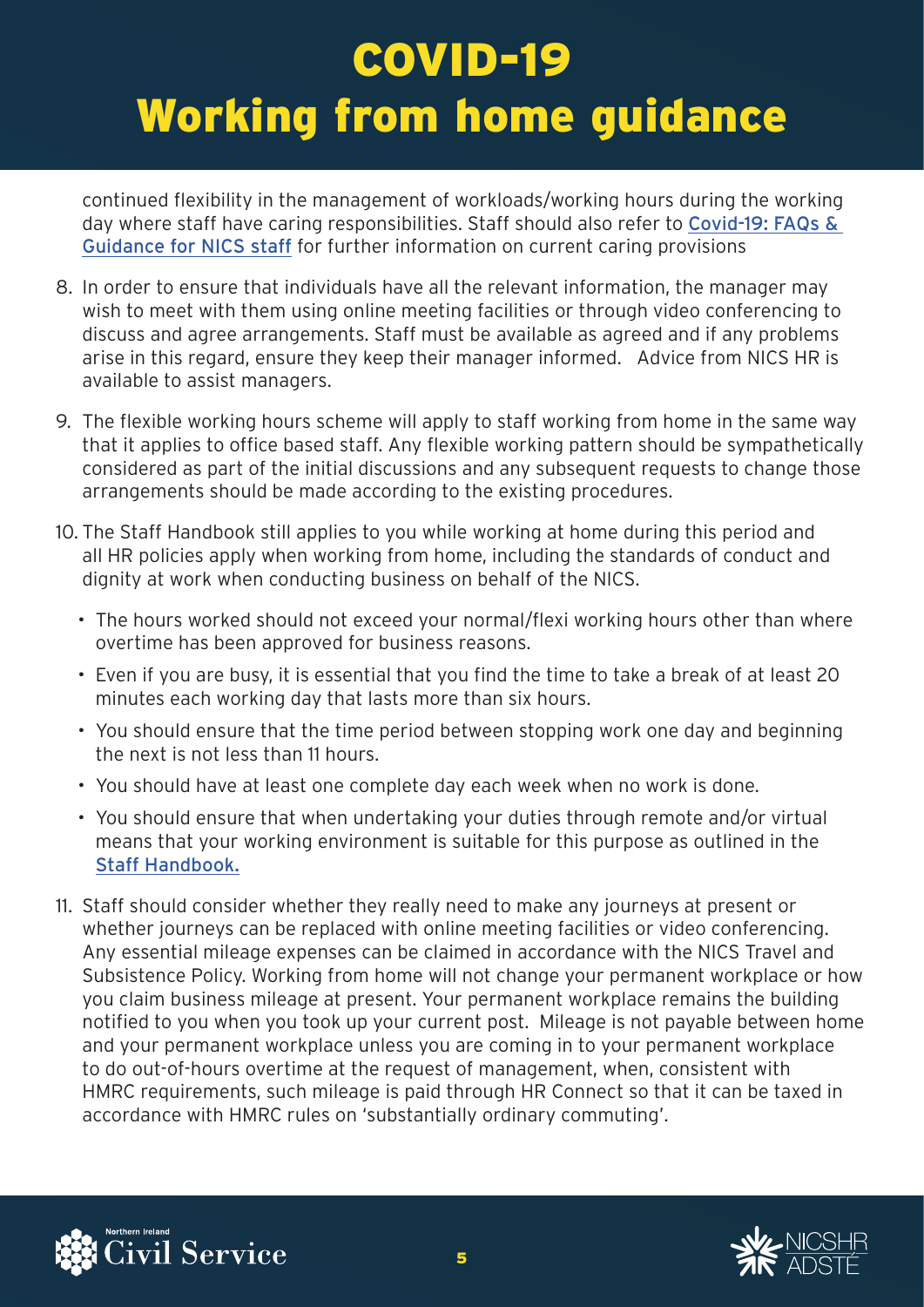continued flexibility in the management of workloads/working hours during the working day where staff have caring responsibilities. Staff should also refer to [Covid-19: FAQs & Guidance for NICS staff] for further information on current caring provisions

8. In order to ensure that individuals have all the relevant information, the manager may wish to meet with them using online meeting facilities or through video conferencing to discuss and agree arrangements. Staff must be available as agreed and if any problems arise in this regard, ensure they keep their manager informed. Advice from NICS HR is available to assist managers.

9. The flexible working hours scheme will apply to staff working from home in the same way that it applies to office based staff. Any flexible working pattern should be sympathetically considered as part of the initial discussions and any subsequent requests to change those arrangements should be made according to the existing procedures.

10. The Staff Handbook still applies to you while working at home during this period and all HR policies apply when working from home, including the standards of conduct and dignity at work when conducting business on behalf of the NICS.

    - The hours worked should not exceed your normal/flexi working hours other than where overtime has been approved for business reasons.
    - Even if you are busy, it is essential that you find the time to take a break of at least 20 minutes each working day that lasts more than six hours.
    - You should ensure that the time period between stopping work one day and beginning the next is not less than 11 hours.
    - You should have at least one complete day each week when no work is done.
    - You should ensure that when undertaking your duties through remote and/or virtual means that your working environment is suitable for this purpose as outlined in the [Staff Handbook.]

11. Staff should consider whether they really need to make any journeys at present or whether journeys can be replaced with online meeting facilities or video conferencing. Any essential mileage expenses can be claimed in accordance with the NICS Travel and Subsistence Policy. Working from home will not change your permanent workplace or how you claim business mileage at present. Your permanent workplace remains the building notified to you when you took up your current post. Mileage is not payable between home and your permanent workplace unless you are coming in to your permanent workplace to do out-of-hours overtime at the request of management, when, consistent with HMRC requirements, such mileage is paid through HR Connect so that it can be taxed in accordance with HMRC rules on 'substantially ordinary commuting'.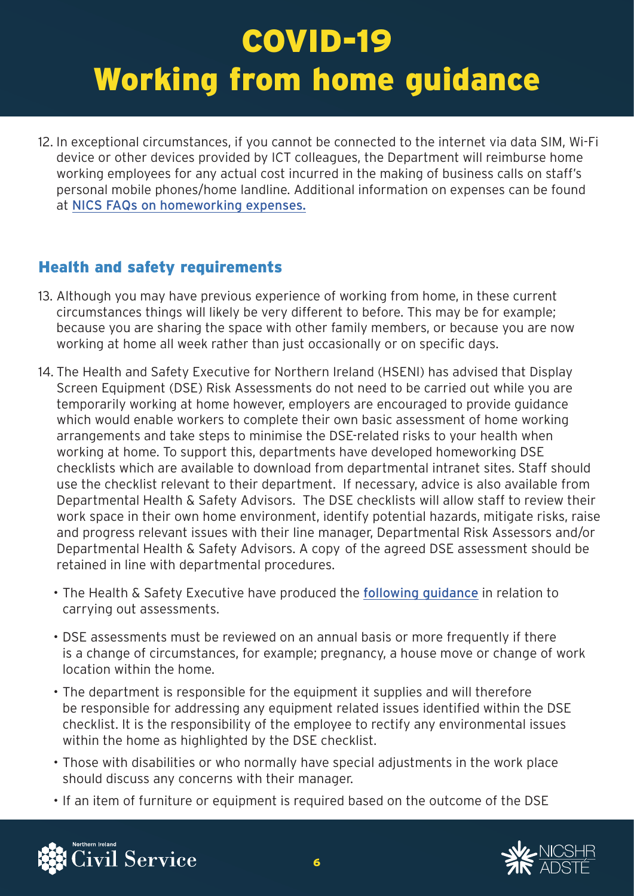12. In exceptional circumstances, if you cannot be connected to the internet via data SIM, Wi-Fi device or other devices provided by ICT colleagues, the Department will reimburse home working employees for any actual cost incurred in the making of business calls on staff's personal mobile phones/home landline. Additional information on expenses can be found at NICS FAQs on homeworking expenses.

## Health and safety requirements

13. Although you may have previous experience of working from home, in these current circumstances things will likely be very different to before. This may be for example; because you are sharing the space with other family members, or because you are now working at home all week rather than just occasionally or on specific days.

14. The Health and Safety Executive for Northern Ireland (HSENI) has advised that Display Screen Equipment (DSE) Risk Assessments do not need to be carried out while you are temporarily working at home however, employers are encouraged to provide guidance which would enable workers to complete their own basic assessment of home working arrangements and take steps to minimise the DSE-related risks to your health when working at home. To support this, departments have developed homeworking DSE checklists which are available to download from departmental intranet sites. Staff should use the checklist relevant to their department. If necessary, advice is also available from Departmental Health & Safety Advisors. The DSE checklists will allow staff to review their work space in their own home environment, identify potential hazards, mitigate risks, raise and progress relevant issues with their line manager, Departmental Risk Assessors and/or Departmental Health & Safety Advisors. A copy of the agreed DSE assessment should be retained in line with departmental procedures.

    - The Health & Safety Executive have produced the following guidance in relation to carrying out assessments.
    - DSE assessments must be reviewed on an annual basis or more frequently if there is a change of circumstances, for example; pregnancy, a house move or change of work location within the home.
    - The department is responsible for the equipment it supplies and will therefore be responsible for addressing any equipment related issues identified within the DSE checklist. It is the responsibility of the employee to rectify any environmental issues within the home as highlighted by the DSE checklist.
    - Those with disabilities or who normally have special adjustments in the work place should discuss any concerns with their manager.
    - If an item of furniture or equipment is required based on the outcome of the DSE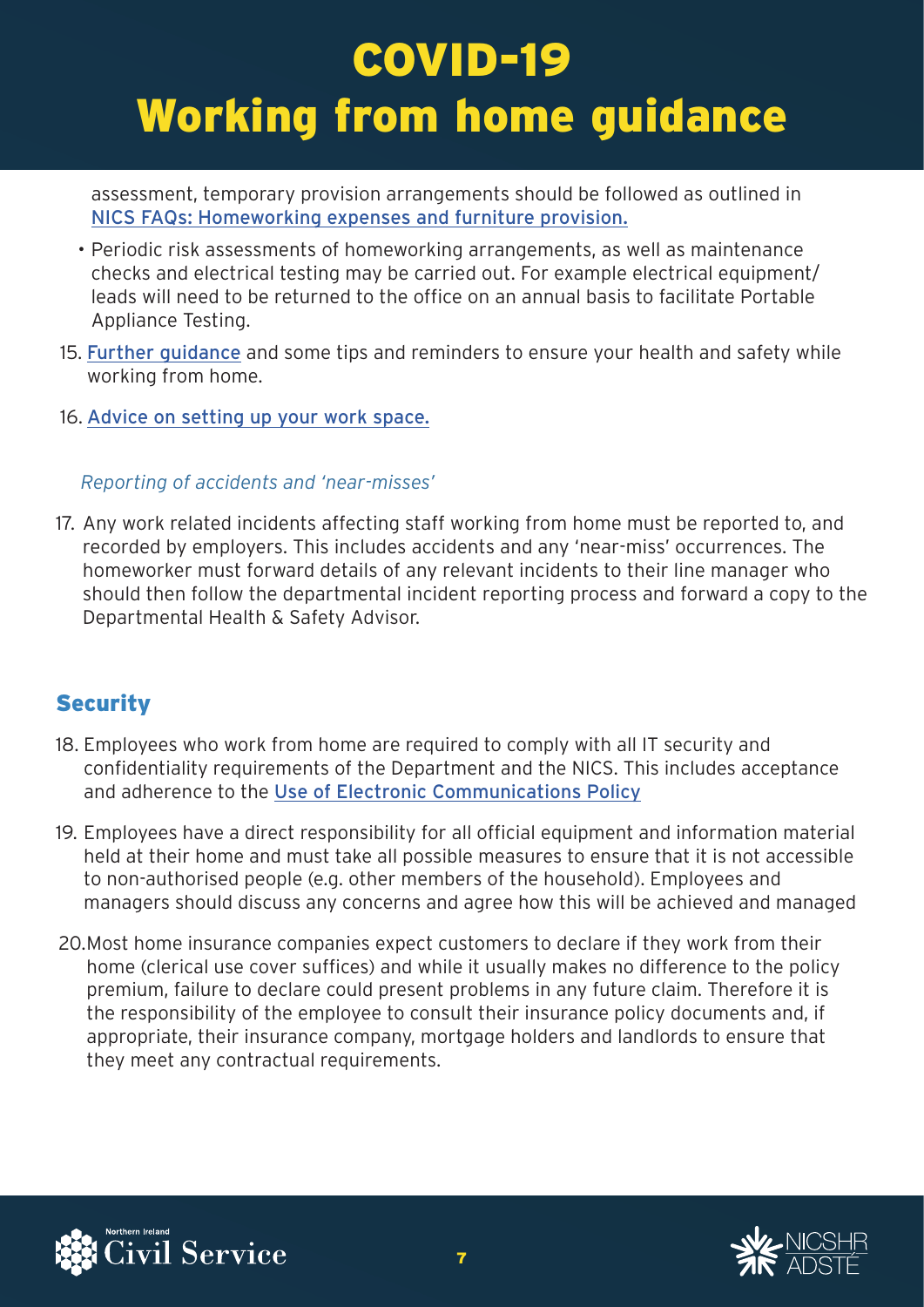assessment, temporary provision arrangements should be followed as outlined in [NICS FAQs: Homeworking expenses and furniture provision.]

- Periodic risk assessments of homeworking arrangements, as well as maintenance checks and electrical testing may be carried out. For example electrical equipment/ leads will need to be returned to the office on an annual basis to facilitate Portable Appliance Testing.

15. Further guidance and some tips and reminders to ensure your health and safety while working from home.

16. Advice on setting up your work space.

*Reporting of accidents and 'near-misses'*

17. Any work related incidents affecting staff working from home must be reported to, and recorded by employers. This includes accidents and any 'near-miss' occurrences. The homeworker must forward details of any relevant incidents to their line manager who should then follow the departmental incident reporting process and forward a copy to the Departmental Health & Safety Advisor.

## Security

18. Employees who work from home are required to comply with all IT security and confidentiality requirements of the Department and the NICS. This includes acceptance and adherence to the Use of Electronic Communications Policy

19. Employees have a direct responsibility for all official equipment and information material held at their home and must take all possible measures to ensure that it is not accessible to non-authorised people (e.g. other members of the household). Employees and managers should discuss any concerns and agree how this will be achieved and managed

20. Most home insurance companies expect customers to declare if they work from their home (clerical use cover suffices) and while it usually makes no difference to the policy premium, failure to declare could present problems in any future claim. Therefore it is the responsibility of the employee to consult their insurance policy documents and, if appropriate, their insurance company, mortgage holders and landlords to ensure that they meet any contractual requirements.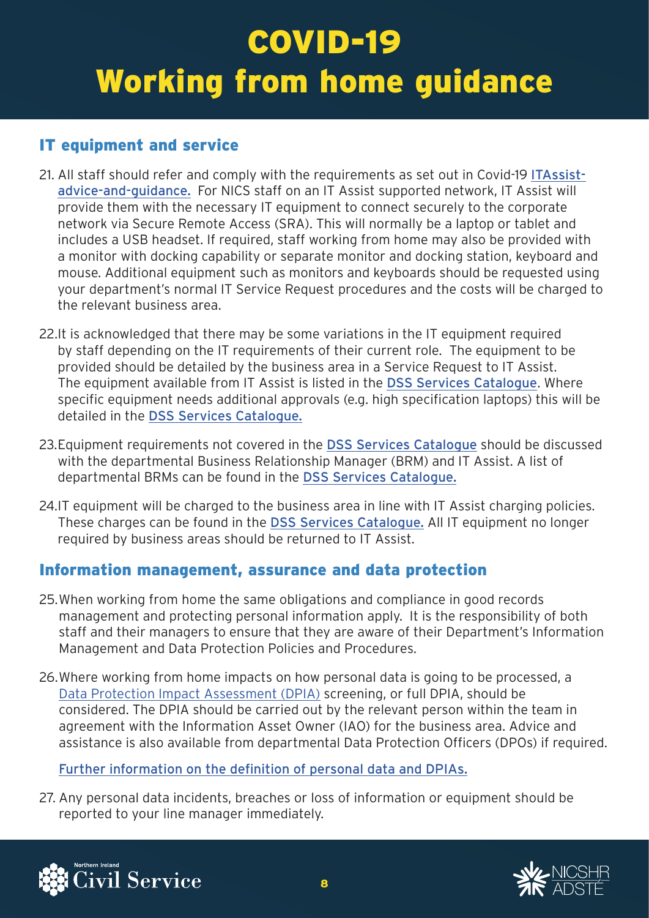# COVID-19 Working from home guidance

## IT equipment and service

21. All staff should refer and comply with the requirements as set out in Covid-19 ITAssist-advice-and-guidance. For NICS staff on an IT Assist supported network, IT Assist will provide them with the necessary IT equipment to connect securely to the corporate network via Secure Remote Access (SRA). This will normally be a laptop or tablet and includes a USB headset. If required, staff working from home may also be provided with a monitor with docking capability or separate monitor and docking station, keyboard and mouse. Additional equipment such as monitors and keyboards should be requested using your department's normal IT Service Request procedures and the costs will be charged to the relevant business area.

22. It is acknowledged that there may be some variations in the IT equipment required by staff depending on the IT requirements of their current role. The equipment to be provided should be detailed by the business area in a Service Request to IT Assist. The equipment available from IT Assist is listed in the DSS Services Catalogue. Where specific equipment needs additional approvals (e.g. high specification laptops) this will be detailed in the DSS Services Catalogue.

23. Equipment requirements not covered in the DSS Services Catalogue should be discussed with the departmental Business Relationship Manager (BRM) and IT Assist. A list of departmental BRMs can be found in the DSS Services Catalogue.

24. IT equipment will be charged to the business area in line with IT Assist charging policies. These charges can be found in the DSS Services Catalogue. All IT equipment no longer required by business areas should be returned to IT Assist.

## Information management, assurance and data protection

25. When working from home the same obligations and compliance in good records management and protecting personal information apply. It is the responsibility of both staff and their managers to ensure that they are aware of their Department's Information Management and Data Protection Policies and Procedures.

26. Where working from home impacts on how personal data is going to be processed, a Data Protection Impact Assessment (DPIA) screening, or full DPIA, should be considered. The DPIA should be carried out by the relevant person within the team in agreement with the Information Asset Owner (IAO) for the business area. Advice and assistance is also available from departmental Data Protection Officers (DPOs) if required.

    Further information on the definition of personal data and DPIAs.

27. Any personal data incidents, breaches or loss of information or equipment should be reported to your line manager immediately.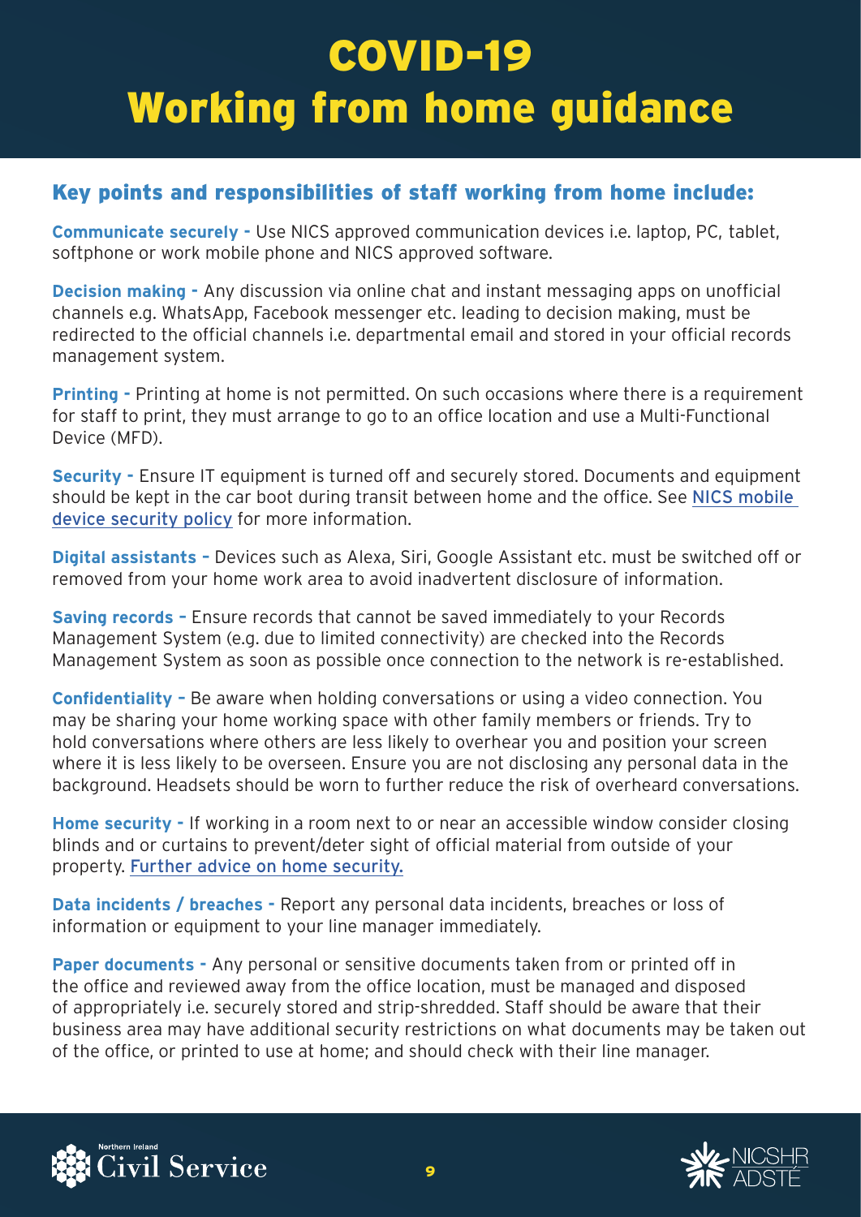# COVID-19
# Working from home guidance

## Key points and responsibilities of staff working from home include:

**Communicate securely -** Use NICS approved communication devices i.e. laptop, PC, tablet, softphone or work mobile phone and NICS approved software.

**Decision making -** Any discussion via online chat and instant messaging apps on unofficial channels e.g. WhatsApp, Facebook messenger etc. leading to decision making, must be redirected to the official channels i.e. departmental email and stored in your official records management system.

**Printing -** Printing at home is not permitted. On such occasions where there is a requirement for staff to print, they must arrange to go to an office location and use a Multi-Functional Device (MFD).

**Security -** Ensure IT equipment is turned off and securely stored. Documents and equipment should be kept in the car boot during transit between home and the office. See NICS mobile device security policy for more information.

**Digital assistants –** Devices such as Alexa, Siri, Google Assistant etc. must be switched off or removed from your home work area to avoid inadvertent disclosure of information.

**Saving records –** Ensure records that cannot be saved immediately to your Records Management System (e.g. due to limited connectivity) are checked into the Records Management System as soon as possible once connection to the network is re-established.

**Confidentiality –** Be aware when holding conversations or using a video connection. You may be sharing your home working space with other family members or friends. Try to hold conversations where others are less likely to overhear you and position your screen where it is less likely to be overseen. Ensure you are not disclosing any personal data in the background. Headsets should be worn to further reduce the risk of overheard conversations.

**Home security -** If working in a room next to or near an accessible window consider closing blinds and or curtains to prevent/deter sight of official material from outside of your property. Further advice on home security.

**Data incidents / breaches -** Report any personal data incidents, breaches or loss of information or equipment to your line manager immediately.

**Paper documents -** Any personal or sensitive documents taken from or printed off in the office and reviewed away from the office location, must be managed and disposed of appropriately i.e. securely stored and strip-shredded. Staff should be aware that their business area may have additional security restrictions on what documents may be taken out of the office, or printed to use at home; and should check with their line manager.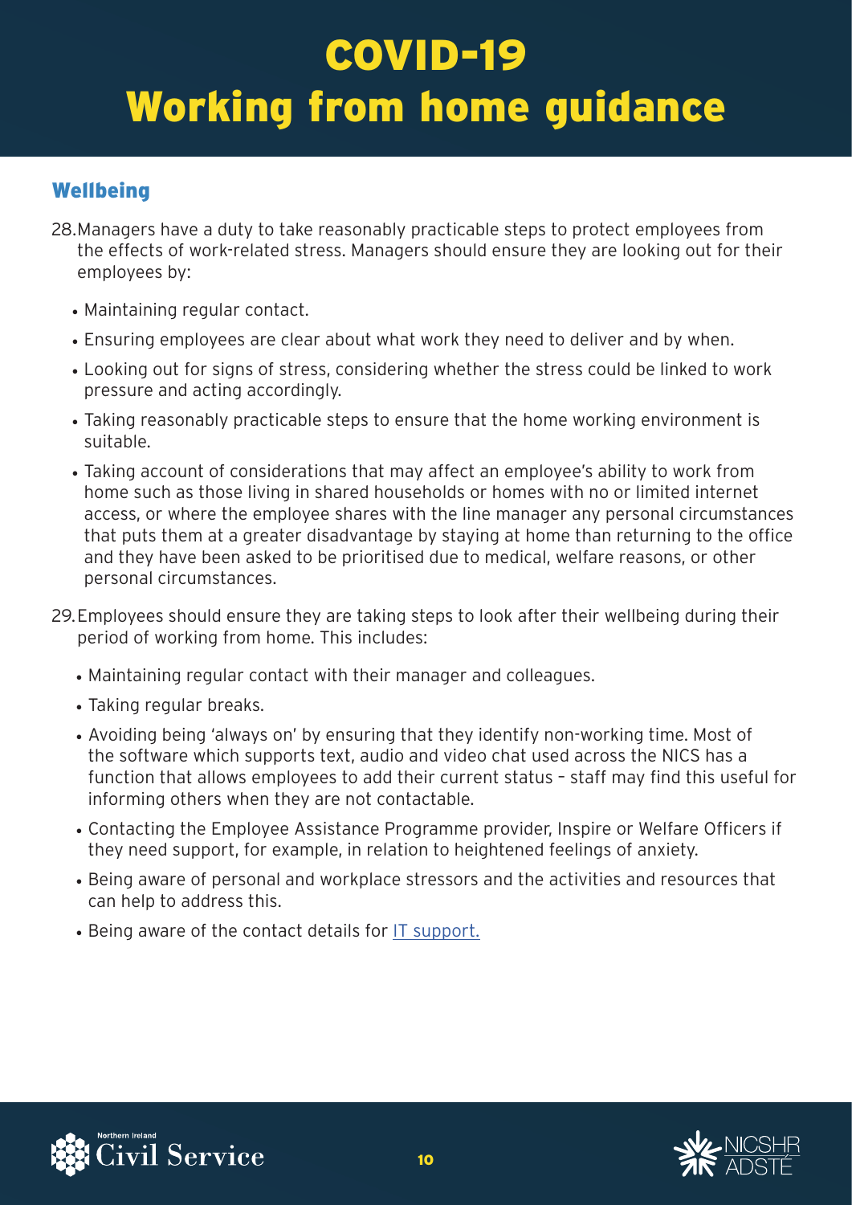## Wellbeing

28. Managers have a duty to take reasonably practicable steps to protect employees from the effects of work-related stress. Managers should ensure they are looking out for their employees by:

    - Maintaining regular contact.
    - Ensuring employees are clear about what work they need to deliver and by when.
    - Looking out for signs of stress, considering whether the stress could be linked to work pressure and acting accordingly.
    - Taking reasonably practicable steps to ensure that the home working environment is suitable.
    - Taking account of considerations that may affect an employee's ability to work from home such as those living in shared households or homes with no or limited internet access, or where the employee shares with the line manager any personal circumstances that puts them at a greater disadvantage by staying at home than returning to the office and they have been asked to be prioritised due to medical, welfare reasons, or other personal circumstances.

29. Employees should ensure they are taking steps to look after their wellbeing during their period of working from home. This includes:

    - Maintaining regular contact with their manager and colleagues.
    - Taking regular breaks.
    - Avoiding being 'always on' by ensuring that they identify non-working time. Most of the software which supports text, audio and video chat used across the NICS has a function that allows employees to add their current status – staff may find this useful for informing others when they are not contactable.
    - Contacting the Employee Assistance Programme provider, Inspire or Welfare Officers if they need support, for example, in relation to heightened feelings of anxiety.
    - Being aware of personal and workplace stressors and the activities and resources that can help to address this.
    - Being aware of the contact details for IT support.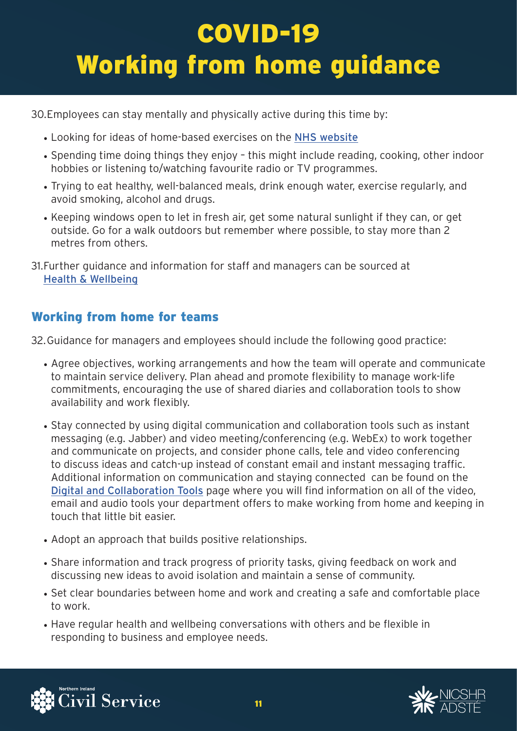30. Employees can stay mentally and physically active during this time by:

- Looking for ideas of home-based exercises on the NHS website
- Spending time doing things they enjoy – this might include reading, cooking, other indoor hobbies or listening to/watching favourite radio or TV programmes.
- Trying to eat healthy, well-balanced meals, drink enough water, exercise regularly, and avoid smoking, alcohol and drugs.
- Keeping windows open to let in fresh air, get some natural sunlight if they can, or get outside. Go for a walk outdoors but remember where possible, to stay more than 2 metres from others.

31. Further guidance and information for staff and managers can be sourced at Health & Wellbeing

## Working from home for teams

32. Guidance for managers and employees should include the following good practice:

- Agree objectives, working arrangements and how the team will operate and communicate to maintain service delivery. Plan ahead and promote flexibility to manage work-life commitments, encouraging the use of shared diaries and collaboration tools to show availability and work flexibly.
- Stay connected by using digital communication and collaboration tools such as instant messaging (e.g. Jabber) and video meeting/conferencing (e.g. WebEx) to work together and communicate on projects, and consider phone calls, tele and video conferencing to discuss ideas and catch-up instead of constant email and instant messaging traffic. Additional information on communication and staying connected can be found on the Digital and Collaboration Tools page where you will find information on all of the video, email and audio tools your department offers to make working from home and keeping in touch that little bit easier.
- Adopt an approach that builds positive relationships.
- Share information and track progress of priority tasks, giving feedback on work and discussing new ideas to avoid isolation and maintain a sense of community.
- Set clear boundaries between home and work and creating a safe and comfortable place to work.
- Have regular health and wellbeing conversations with others and be flexible in responding to business and employee needs.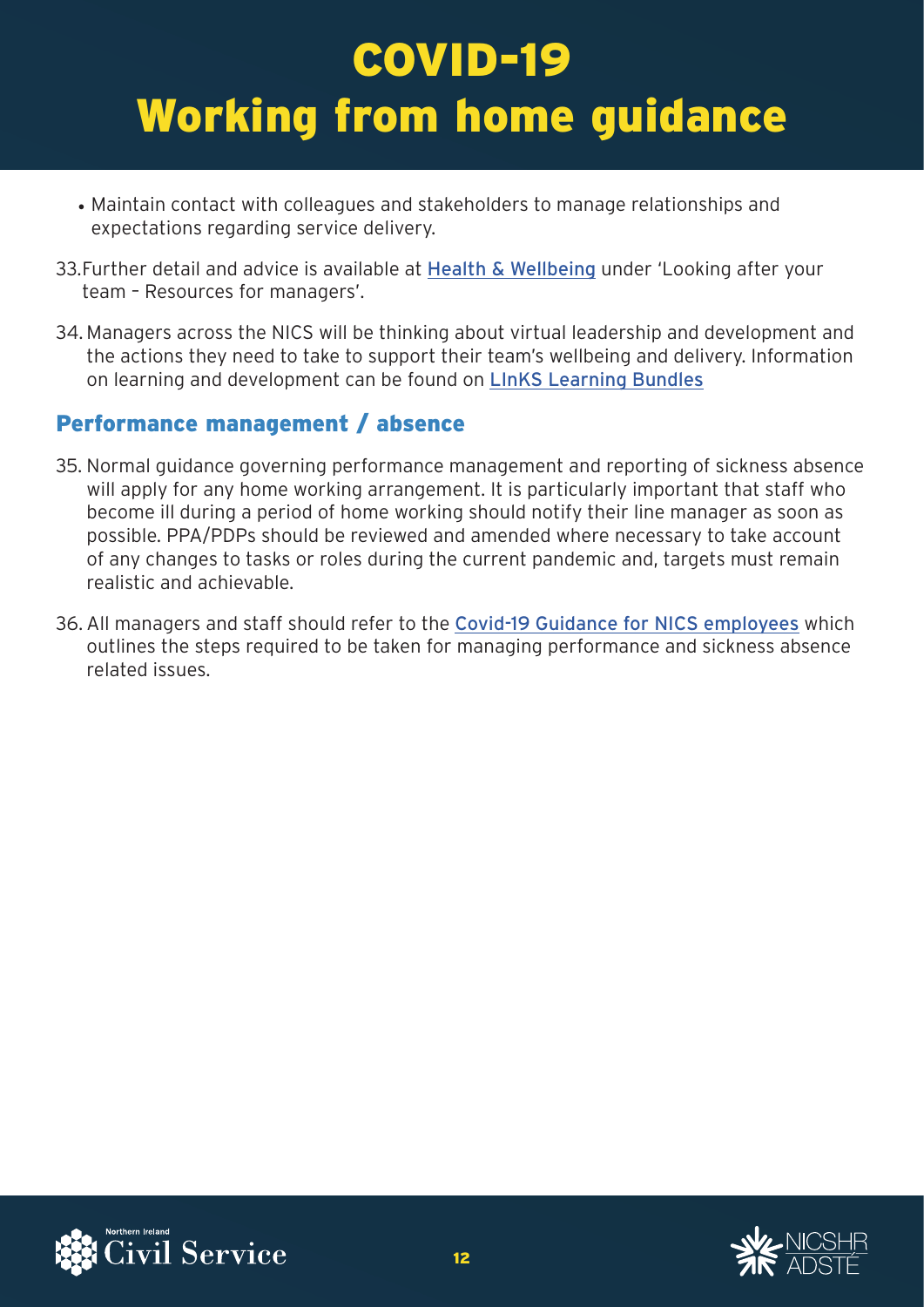- Maintain contact with colleagues and stakeholders to manage relationships and expectations regarding service delivery.

33. Further detail and advice is available at Health & Wellbeing under 'Looking after your team – Resources for managers'.

34. Managers across the NICS will be thinking about virtual leadership and development and the actions they need to take to support their team's wellbeing and delivery. Information on learning and development can be found on LInKS Learning Bundles

## Performance management / absence

35. Normal guidance governing performance management and reporting of sickness absence will apply for any home working arrangement. It is particularly important that staff who become ill during a period of home working should notify their line manager as soon as possible. PPA/PDPs should be reviewed and amended where necessary to take account of any changes to tasks or roles during the current pandemic and, targets must remain realistic and achievable.

36. All managers and staff should refer to the Covid-19 Guidance for NICS employees which outlines the steps required to be taken for managing performance and sickness absence related issues.